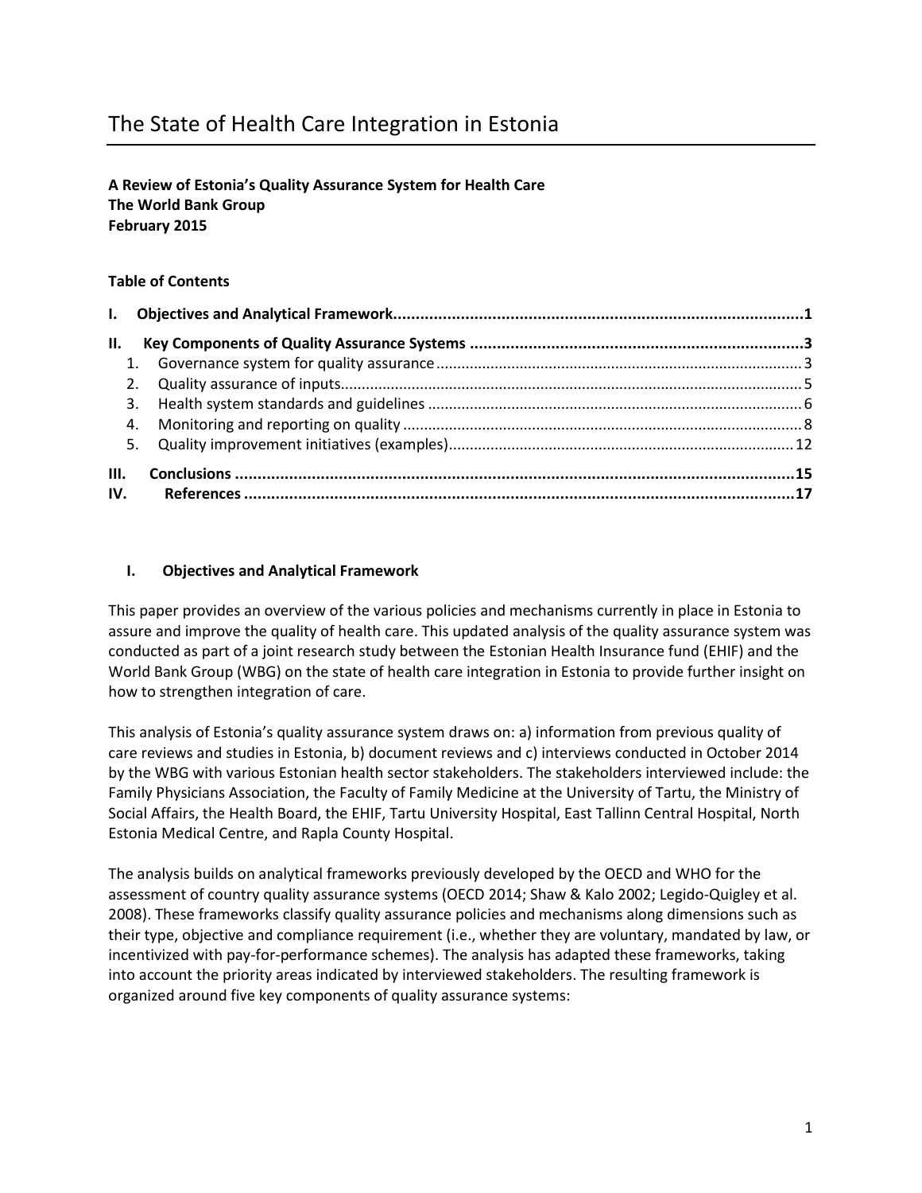# The State of Health Care Integration in Estonia

**A Review of Estonia's Quality Assurance System for Health Care**
**The World Bank Group**
**February 2015**

**Table of Contents**

**I. Objectives and Analytical Framework....................1**

**II. Key Components of Quality Assurance Systems....................3**

1. Governance system for quality assurance....................3
2. Quality assurance of inputs....................5
3. Health system standards and guidelines....................6
4. Monitoring and reporting on quality....................8
5. Quality improvement initiatives (examples)....................12

**III. Conclusions....................15**

**IV. References....................17**

## I. Objectives and Analytical Framework

This paper provides an overview of the various policies and mechanisms currently in place in Estonia to assure and improve the quality of health care. This updated analysis of the quality assurance system was conducted as part of a joint research study between the Estonian Health Insurance fund (EHIF) and the World Bank Group (WBG) on the state of health care integration in Estonia to provide further insight on how to strengthen integration of care.

This analysis of Estonia's quality assurance system draws on: a) information from previous quality of care reviews and studies in Estonia, b) document reviews and c) interviews conducted in October 2014 by the WBG with various Estonian health sector stakeholders. The stakeholders interviewed include: the Family Physicians Association, the Faculty of Family Medicine at the University of Tartu, the Ministry of Social Affairs, the Health Board, the EHIF, Tartu University Hospital, East Tallinn Central Hospital, North Estonia Medical Centre, and Rapla County Hospital.

The analysis builds on analytical frameworks previously developed by the OECD and WHO for the assessment of country quality assurance systems (OECD 2014; Shaw & Kalo 2002; Legido-Quigley et al. 2008). These frameworks classify quality assurance policies and mechanisms along dimensions such as their type, objective and compliance requirement (i.e., whether they are voluntary, mandated by law, or incentivized with pay-for-performance schemes). The analysis has adapted these frameworks, taking into account the priority areas indicated by interviewed stakeholders. The resulting framework is organized around five key components of quality assurance systems: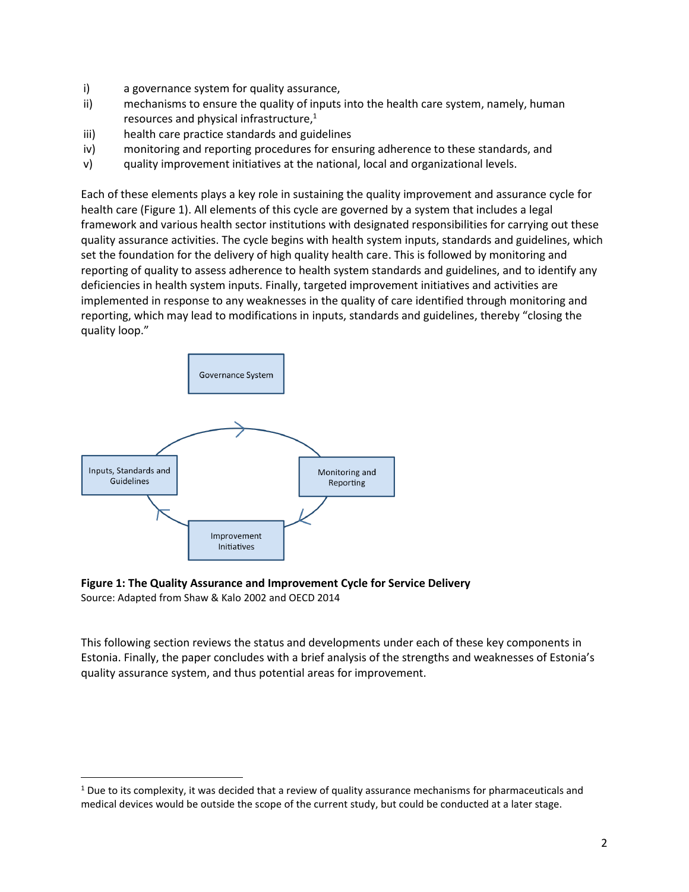i) a governance system for quality assurance,
ii) mechanisms to ensure the quality of inputs into the health care system, namely, human resources and physical infrastructure,[1]
iii) health care practice standards and guidelines
iv) monitoring and reporting procedures for ensuring adherence to these standards, and
v) quality improvement initiatives at the national, local and organizational levels.

Each of these elements plays a key role in sustaining the quality improvement and assurance cycle for health care (Figure 1). All elements of this cycle are governed by a system that includes a legal framework and various health sector institutions with designated responsibilities for carrying out these quality assurance activities. The cycle begins with health system inputs, standards and guidelines, which set the foundation for the delivery of high quality health care. This is followed by monitoring and reporting of quality to assess adherence to health system standards and guidelines, and to identify any deficiencies in health system inputs. Finally, targeted improvement initiatives and activities are implemented in response to any weaknesses in the quality of care identified through monitoring and reporting, which may lead to modifications in inputs, standards and guidelines, thereby "closing the quality loop."

Governance System

Inputs, Standards and Guidelines

Monitoring and Reporting

Improvement Initiatives

**Figure 1: The Quality Assurance and Improvement Cycle for Service Delivery**
Source: Adapted from Shaw & Kalo 2002 and OECD 2014

This following section reviews the status and developments under each of these key components in Estonia. Finally, the paper concludes with a brief analysis of the strengths and weaknesses of Estonia's quality assurance system, and thus potential areas for improvement.

[1] Due to its complexity, it was decided that a review of quality assurance mechanisms for pharmaceuticals and medical devices would be outside the scope of the current study, but could be conducted at a later stage.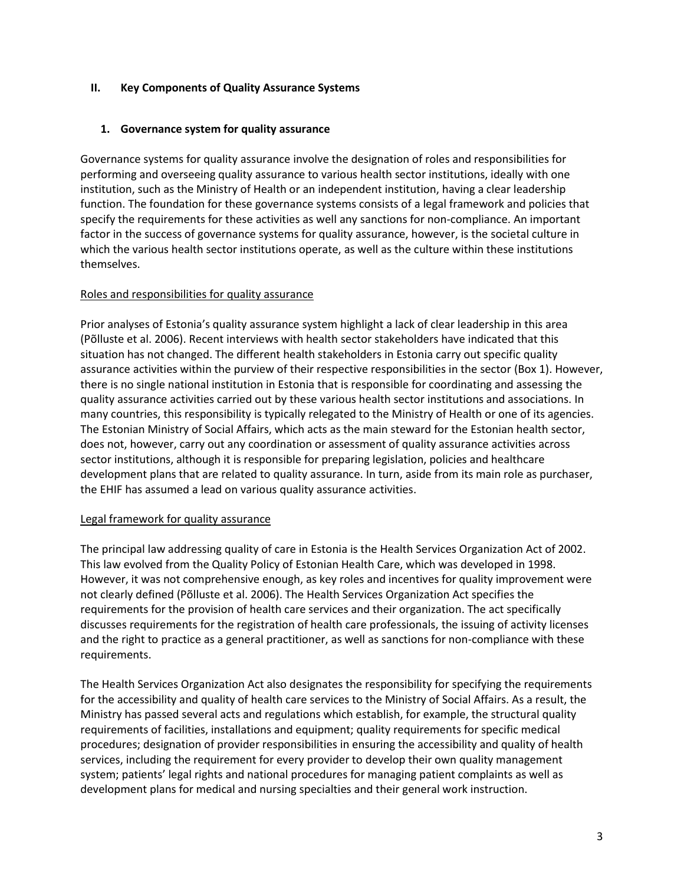## II. Key Components of Quality Assurance Systems

### 1. Governance system for quality assurance

Governance systems for quality assurance involve the designation of roles and responsibilities for performing and overseeing quality assurance to various health sector institutions, ideally with one institution, such as the Ministry of Health or an independent institution, having a clear leadership function. The foundation for these governance systems consists of a legal framework and policies that specify the requirements for these activities as well any sanctions for non-compliance. An important factor in the success of governance systems for quality assurance, however, is the societal culture in which the various health sector institutions operate, as well as the culture within these institutions themselves.

<u>Roles and responsibilities for quality assurance</u>

Prior analyses of Estonia's quality assurance system highlight a lack of clear leadership in this area (Põlluste et al. 2006). Recent interviews with health sector stakeholders have indicated that this situation has not changed. The different health stakeholders in Estonia carry out specific quality assurance activities within the purview of their respective responsibilities in the sector (Box 1). However, there is no single national institution in Estonia that is responsible for coordinating and assessing the quality assurance activities carried out by these various health sector institutions and associations. In many countries, this responsibility is typically relegated to the Ministry of Health or one of its agencies. The Estonian Ministry of Social Affairs, which acts as the main steward for the Estonian health sector, does not, however, carry out any coordination or assessment of quality assurance activities across sector institutions, although it is responsible for preparing legislation, policies and healthcare development plans that are related to quality assurance. In turn, aside from its main role as purchaser, the EHIF has assumed a lead on various quality assurance activities.

<u>Legal framework for quality assurance</u>

The principal law addressing quality of care in Estonia is the Health Services Organization Act of 2002. This law evolved from the Quality Policy of Estonian Health Care, which was developed in 1998. However, it was not comprehensive enough, as key roles and incentives for quality improvement were not clearly defined (Põlluste et al. 2006). The Health Services Organization Act specifies the requirements for the provision of health care services and their organization. The act specifically discusses requirements for the registration of health care professionals, the issuing of activity licenses and the right to practice as a general practitioner, as well as sanctions for non-compliance with these requirements.

The Health Services Organization Act also designates the responsibility for specifying the requirements for the accessibility and quality of health care services to the Ministry of Social Affairs. As a result, the Ministry has passed several acts and regulations which establish, for example, the structural quality requirements of facilities, installations and equipment; quality requirements for specific medical procedures; designation of provider responsibilities in ensuring the accessibility and quality of health services, including the requirement for every provider to develop their own quality management system; patients' legal rights and national procedures for managing patient complaints as well as development plans for medical and nursing specialties and their general work instruction.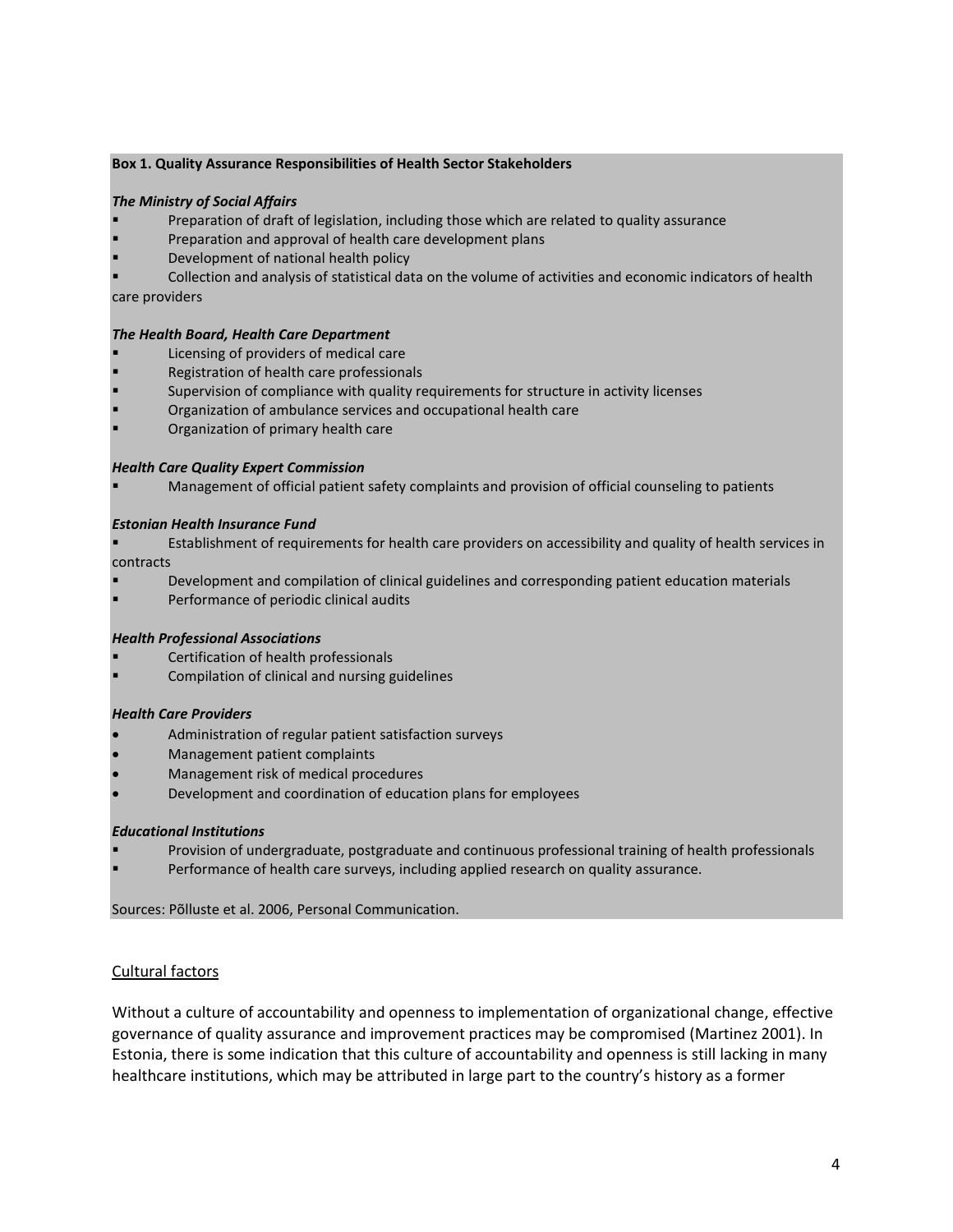**Box 1. Quality Assurance Responsibilities of Health Sector Stakeholders**

***The Ministry of Social Affairs***

- Preparation of draft of legislation, including those which are related to quality assurance
- Preparation and approval of health care development plans
- Development of national health policy
- Collection and analysis of statistical data on the volume of activities and economic indicators of health care providers

***The Health Board, Health Care Department***

- Licensing of providers of medical care
- Registration of health care professionals
- Supervision of compliance with quality requirements for structure in activity licenses
- Organization of ambulance services and occupational health care
- Organization of primary health care

***Health Care Quality Expert Commission***

- Management of official patient safety complaints and provision of official counseling to patients

***Estonian Health Insurance Fund***

- Establishment of requirements for health care providers on accessibility and quality of health services in contracts
- Development and compilation of clinical guidelines and corresponding patient education materials
- Performance of periodic clinical audits

***Health Professional Associations***

- Certification of health professionals
- Compilation of clinical and nursing guidelines

***Health Care Providers***

- Administration of regular patient satisfaction surveys
- Management patient complaints
- Management risk of medical procedures
- Development and coordination of education plans for employees

***Educational Institutions***

- Provision of undergraduate, postgraduate and continuous professional training of health professionals
- Performance of health care surveys, including applied research on quality assurance.

Sources: Põlluste et al. 2006, Personal Communication.

## Cultural factors

Without a culture of accountability and openness to implementation of organizational change, effective governance of quality assurance and improvement practices may be compromised (Martinez 2001). In Estonia, there is some indication that this culture of accountability and openness is still lacking in many healthcare institutions, which may be attributed in large part to the country's history as a former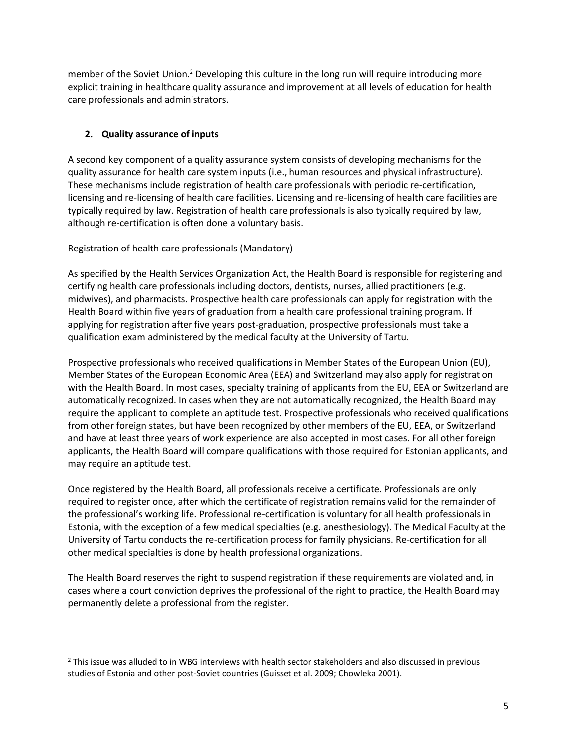member of the Soviet Union.[2] Developing this culture in the long run will require introducing more explicit training in healthcare quality assurance and improvement at all levels of education for health care professionals and administrators.

## 2. Quality assurance of inputs

A second key component of a quality assurance system consists of developing mechanisms for the quality assurance for health care system inputs (i.e., human resources and physical infrastructure). These mechanisms include registration of health care professionals with periodic re-certification, licensing and re-licensing of health care facilities. Licensing and re-licensing of health care facilities are typically required by law. Registration of health care professionals is also typically required by law, although re-certification is often done a voluntary basis.

<u>Registration of health care professionals (Mandatory)</u>

As specified by the Health Services Organization Act, the Health Board is responsible for registering and certifying health care professionals including doctors, dentists, nurses, allied practitioners (e.g. midwives), and pharmacists. Prospective health care professionals can apply for registration with the Health Board within five years of graduation from a health care professional training program. If applying for registration after five years post-graduation, prospective professionals must take a qualification exam administered by the medical faculty at the University of Tartu.

Prospective professionals who received qualifications in Member States of the European Union (EU), Member States of the European Economic Area (EEA) and Switzerland may also apply for registration with the Health Board. In most cases, specialty training of applicants from the EU, EEA or Switzerland are automatically recognized. In cases when they are not automatically recognized, the Health Board may require the applicant to complete an aptitude test. Prospective professionals who received qualifications from other foreign states, but have been recognized by other members of the EU, EEA, or Switzerland and have at least three years of work experience are also accepted in most cases. For all other foreign applicants, the Health Board will compare qualifications with those required for Estonian applicants, and may require an aptitude test.

Once registered by the Health Board, all professionals receive a certificate. Professionals are only required to register once, after which the certificate of registration remains valid for the remainder of the professional's working life. Professional re-certification is voluntary for all health professionals in Estonia, with the exception of a few medical specialties (e.g. anesthesiology). The Medical Faculty at the University of Tartu conducts the re-certification process for family physicians. Re-certification for all other medical specialties is done by health professional organizations.

The Health Board reserves the right to suspend registration if these requirements are violated and, in cases where a court conviction deprives the professional of the right to practice, the Health Board may permanently delete a professional from the register.

---

[2] This issue was alluded to in WBG interviews with health sector stakeholders and also discussed in previous studies of Estonia and other post-Soviet countries (Guisset et al. 2009; Chowleka 2001).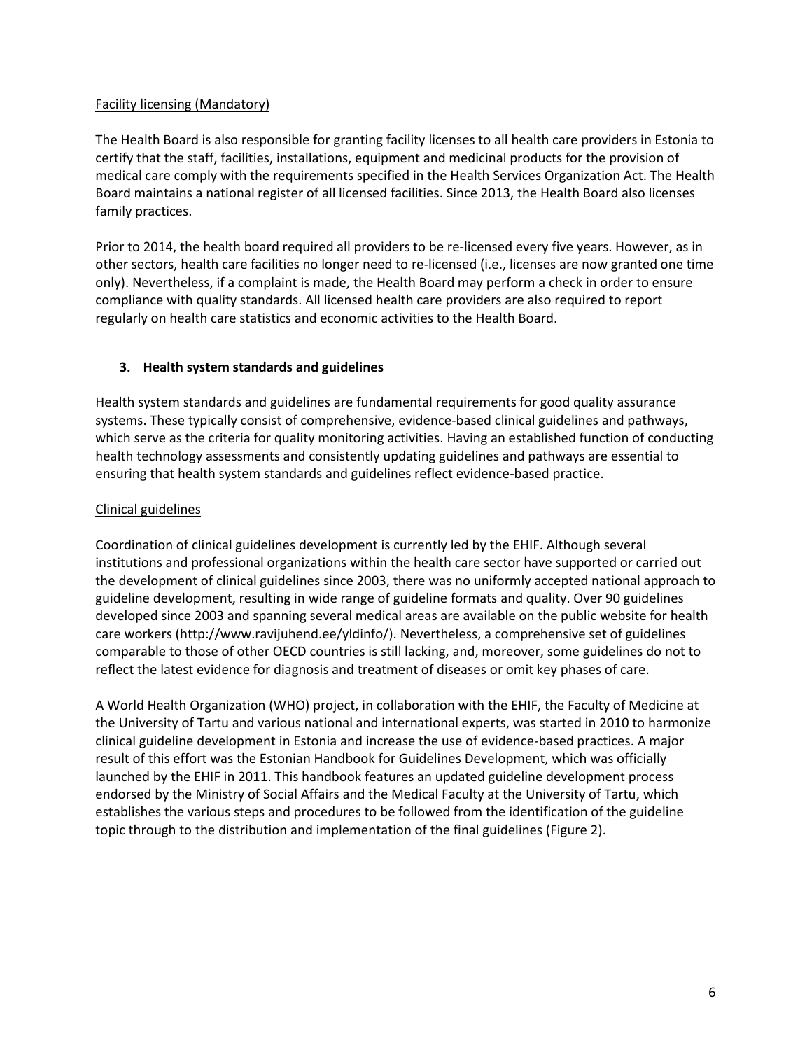Facility licensing (Mandatory)

The Health Board is also responsible for granting facility licenses to all health care providers in Estonia to certify that the staff, facilities, installations, equipment and medicinal products for the provision of medical care comply with the requirements specified in the Health Services Organization Act. The Health Board maintains a national register of all licensed facilities. Since 2013, the Health Board also licenses family practices.

Prior to 2014, the health board required all providers to be re-licensed every five years. However, as in other sectors, health care facilities no longer need to re-licensed (i.e., licenses are now granted one time only). Nevertheless, if a complaint is made, the Health Board may perform a check in order to ensure compliance with quality standards. All licensed health care providers are also required to report regularly on health care statistics and economic activities to the Health Board.

## 3. Health system standards and guidelines

Health system standards and guidelines are fundamental requirements for good quality assurance systems. These typically consist of comprehensive, evidence-based clinical guidelines and pathways, which serve as the criteria for quality monitoring activities. Having an established function of conducting health technology assessments and consistently updating guidelines and pathways are essential to ensuring that health system standards and guidelines reflect evidence-based practice.

Clinical guidelines

Coordination of clinical guidelines development is currently led by the EHIF. Although several institutions and professional organizations within the health care sector have supported or carried out the development of clinical guidelines since 2003, there was no uniformly accepted national approach to guideline development, resulting in wide range of guideline formats and quality. Over 90 guidelines developed since 2003 and spanning several medical areas are available on the public website for health care workers (http://www.ravijuhend.ee/yldinfo/). Nevertheless, a comprehensive set of guidelines comparable to those of other OECD countries is still lacking, and, moreover, some guidelines do not to reflect the latest evidence for diagnosis and treatment of diseases or omit key phases of care.

A World Health Organization (WHO) project, in collaboration with the EHIF, the Faculty of Medicine at the University of Tartu and various national and international experts, was started in 2010 to harmonize clinical guideline development in Estonia and increase the use of evidence-based practices. A major result of this effort was the Estonian Handbook for Guidelines Development, which was officially launched by the EHIF in 2011. This handbook features an updated guideline development process endorsed by the Ministry of Social Affairs and the Medical Faculty at the University of Tartu, which establishes the various steps and procedures to be followed from the identification of the guideline topic through to the distribution and implementation of the final guidelines (Figure 2).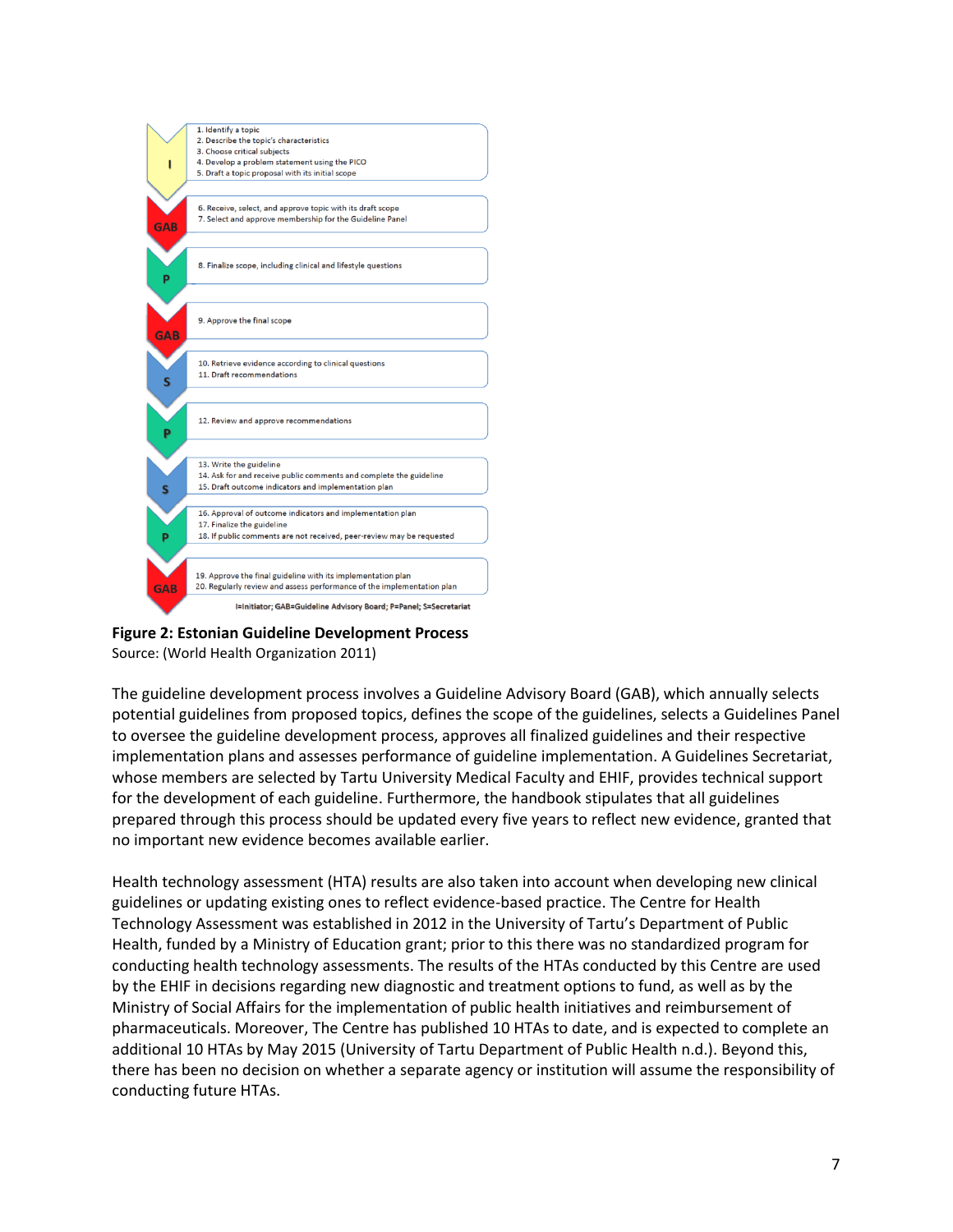| | |
|---|---|
| I | 1. Identify a topic<br>2. Describe the topic's characteristics<br>3. Choose critical subjects<br>4. Develop a problem statement using the PICO<br>5. Draft a topic proposal with its initial scope |
| GAB | 6. Receive, select, and approve topic with its draft scope<br>7. Select and approve membership for the Guideline Panel |
| P | 8. Finalize scope, including clinical and lifestyle questions |
| GAB | 9. Approve the final scope |
| S | 10. Retrieve evidence according to clinical questions<br>11. Draft recommendations |
| P | 12. Review and approve recommendations |
| S | 13. Write the guideline<br>14. Ask for and receive public comments and complete the guideline<br>15. Draft outcome indicators and implementation plan |
| P | 16. Approval of outcome indicators and implementation plan<br>17. Finalize the guideline<br>18. If public comments are not received, peer-review may be requested |
| GAB | 19. Approve the final guideline with its implementation plan<br>20. Regularly review and assess performance of the implementation plan |

I=Initiator; GAB=Guideline Advisory Board; P=Panel; S=Secretariat

**Figure 2: Estonian Guideline Development Process**
Source: (World Health Organization 2011)

The guideline development process involves a Guideline Advisory Board (GAB), which annually selects potential guidelines from proposed topics, defines the scope of the guidelines, selects a Guidelines Panel to oversee the guideline development process, approves all finalized guidelines and their respective implementation plans and assesses performance of guideline implementation. A Guidelines Secretariat, whose members are selected by Tartu University Medical Faculty and EHIF, provides technical support for the development of each guideline. Furthermore, the handbook stipulates that all guidelines prepared through this process should be updated every five years to reflect new evidence, granted that no important new evidence becomes available earlier.

Health technology assessment (HTA) results are also taken into account when developing new clinical guidelines or updating existing ones to reflect evidence-based practice. The Centre for Health Technology Assessment was established in 2012 in the University of Tartu's Department of Public Health, funded by a Ministry of Education grant; prior to this there was no standardized program for conducting health technology assessments. The results of the HTAs conducted by this Centre are used by the EHIF in decisions regarding new diagnostic and treatment options to fund, as well as by the Ministry of Social Affairs for the implementation of public health initiatives and reimbursement of pharmaceuticals. Moreover, The Centre has published 10 HTAs to date, and is expected to complete an additional 10 HTAs by May 2015 (University of Tartu Department of Public Health n.d.). Beyond this, there has been no decision on whether a separate agency or institution will assume the responsibility of conducting future HTAs.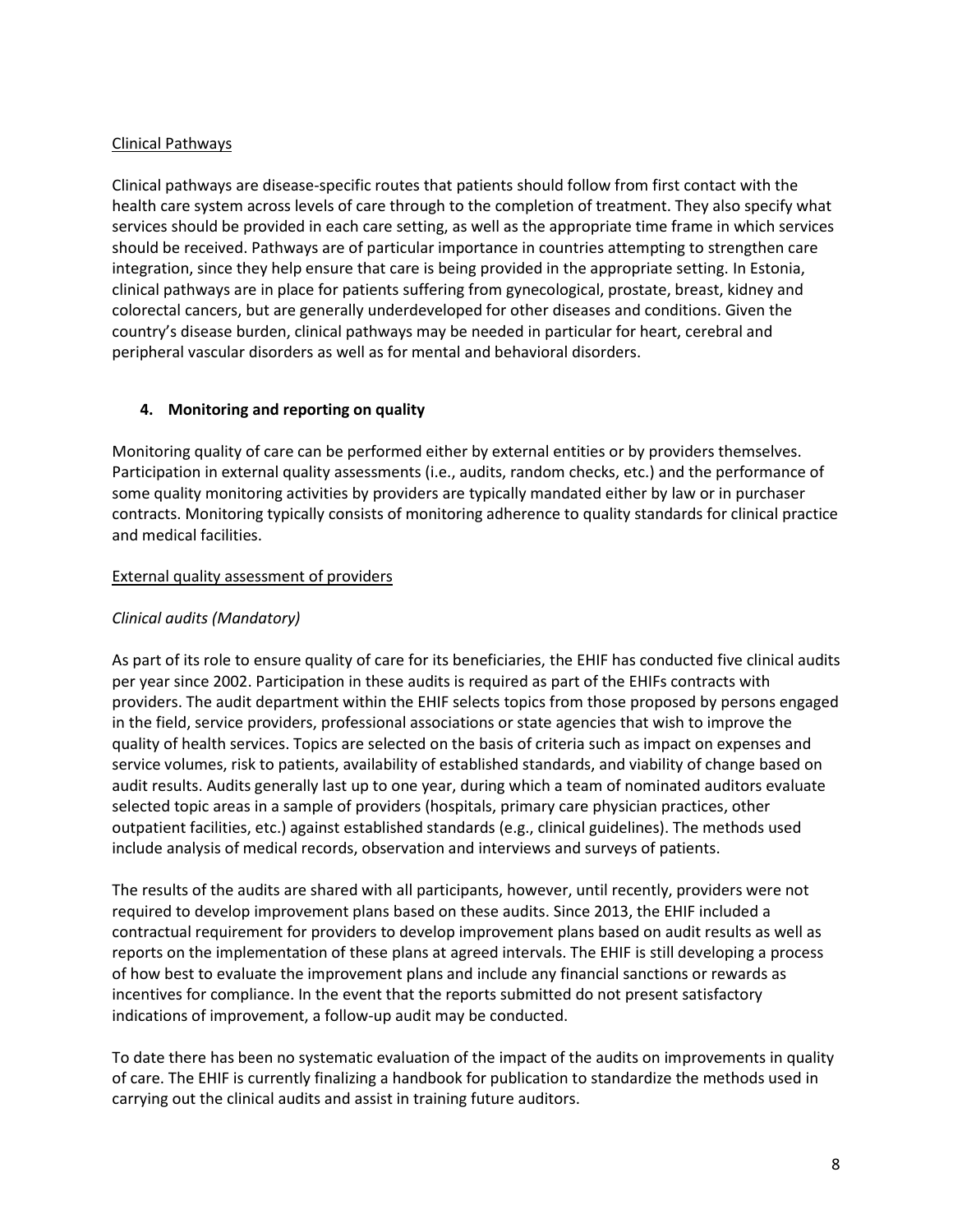Clinical Pathways

Clinical pathways are disease-specific routes that patients should follow from first contact with the health care system across levels of care through to the completion of treatment. They also specify what services should be provided in each care setting, as well as the appropriate time frame in which services should be received. Pathways are of particular importance in countries attempting to strengthen care integration, since they help ensure that care is being provided in the appropriate setting. In Estonia, clinical pathways are in place for patients suffering from gynecological, prostate, breast, kidney and colorectal cancers, but are generally underdeveloped for other diseases and conditions. Given the country's disease burden, clinical pathways may be needed in particular for heart, cerebral and peripheral vascular disorders as well as for mental and behavioral disorders.

## 4. Monitoring and reporting on quality

Monitoring quality of care can be performed either by external entities or by providers themselves. Participation in external quality assessments (i.e., audits, random checks, etc.) and the performance of some quality monitoring activities by providers are typically mandated either by law or in purchaser contracts. Monitoring typically consists of monitoring adherence to quality standards for clinical practice and medical facilities.

External quality assessment of providers

*Clinical audits (Mandatory)*

As part of its role to ensure quality of care for its beneficiaries, the EHIF has conducted five clinical audits per year since 2002. Participation in these audits is required as part of the EHIFs contracts with providers. The audit department within the EHIF selects topics from those proposed by persons engaged in the field, service providers, professional associations or state agencies that wish to improve the quality of health services. Topics are selected on the basis of criteria such as impact on expenses and service volumes, risk to patients, availability of established standards, and viability of change based on audit results. Audits generally last up to one year, during which a team of nominated auditors evaluate selected topic areas in a sample of providers (hospitals, primary care physician practices, other outpatient facilities, etc.) against established standards (e.g., clinical guidelines). The methods used include analysis of medical records, observation and interviews and surveys of patients.

The results of the audits are shared with all participants, however, until recently, providers were not required to develop improvement plans based on these audits. Since 2013, the EHIF included a contractual requirement for providers to develop improvement plans based on audit results as well as reports on the implementation of these plans at agreed intervals. The EHIF is still developing a process of how best to evaluate the improvement plans and include any financial sanctions or rewards as incentives for compliance. In the event that the reports submitted do not present satisfactory indications of improvement, a follow-up audit may be conducted.

To date there has been no systematic evaluation of the impact of the audits on improvements in quality of care. The EHIF is currently finalizing a handbook for publication to standardize the methods used in carrying out the clinical audits and assist in training future auditors.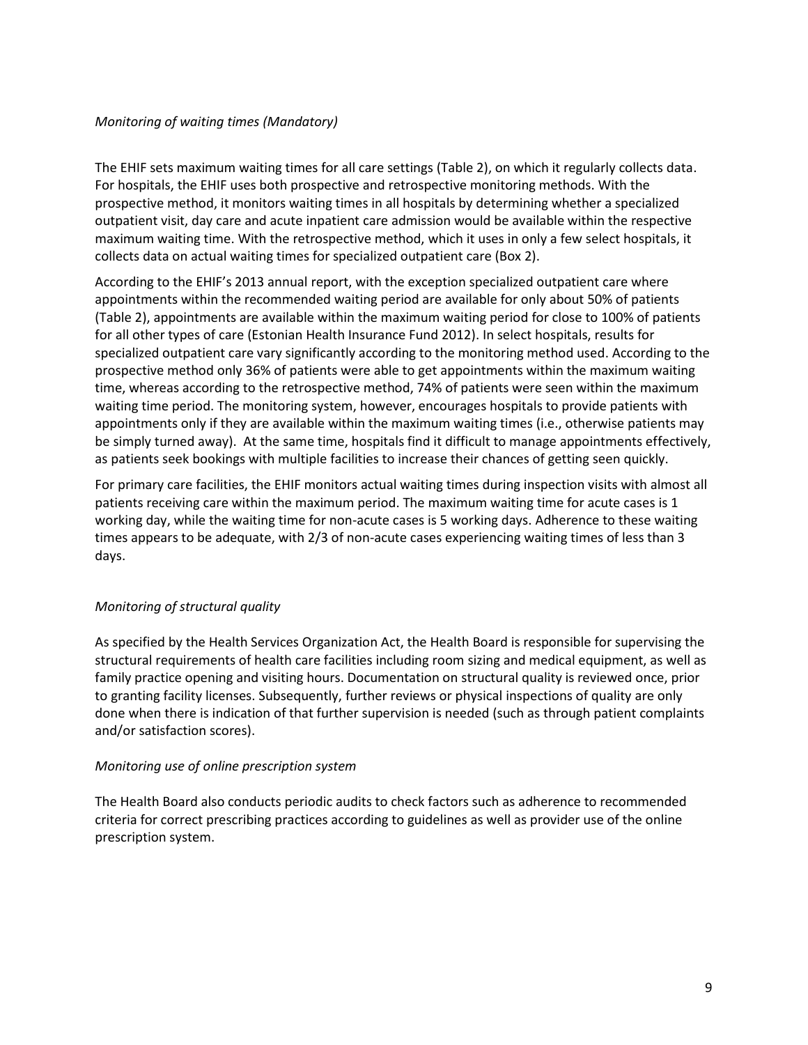*Monitoring of waiting times (Mandatory)*

The EHIF sets maximum waiting times for all care settings (Table 2), on which it regularly collects data. For hospitals, the EHIF uses both prospective and retrospective monitoring methods. With the prospective method, it monitors waiting times in all hospitals by determining whether a specialized outpatient visit, day care and acute inpatient care admission would be available within the respective maximum waiting time. With the retrospective method, which it uses in only a few select hospitals, it collects data on actual waiting times for specialized outpatient care (Box 2).

According to the EHIF's 2013 annual report, with the exception specialized outpatient care where appointments within the recommended waiting period are available for only about 50% of patients (Table 2), appointments are available within the maximum waiting period for close to 100% of patients for all other types of care (Estonian Health Insurance Fund 2012). In select hospitals, results for specialized outpatient care vary significantly according to the monitoring method used. According to the prospective method only 36% of patients were able to get appointments within the maximum waiting time, whereas according to the retrospective method, 74% of patients were seen within the maximum waiting time period. The monitoring system, however, encourages hospitals to provide patients with appointments only if they are available within the maximum waiting times (i.e., otherwise patients may be simply turned away). At the same time, hospitals find it difficult to manage appointments effectively, as patients seek bookings with multiple facilities to increase their chances of getting seen quickly.

For primary care facilities, the EHIF monitors actual waiting times during inspection visits with almost all patients receiving care within the maximum period. The maximum waiting time for acute cases is 1 working day, while the waiting time for non-acute cases is 5 working days. Adherence to these waiting times appears to be adequate, with 2/3 of non-acute cases experiencing waiting times of less than 3 days.

*Monitoring of structural quality*

As specified by the Health Services Organization Act, the Health Board is responsible for supervising the structural requirements of health care facilities including room sizing and medical equipment, as well as family practice opening and visiting hours. Documentation on structural quality is reviewed once, prior to granting facility licenses. Subsequently, further reviews or physical inspections of quality are only done when there is indication of that further supervision is needed (such as through patient complaints and/or satisfaction scores).

*Monitoring use of online prescription system*

The Health Board also conducts periodic audits to check factors such as adherence to recommended criteria for correct prescribing practices according to guidelines as well as provider use of the online prescription system.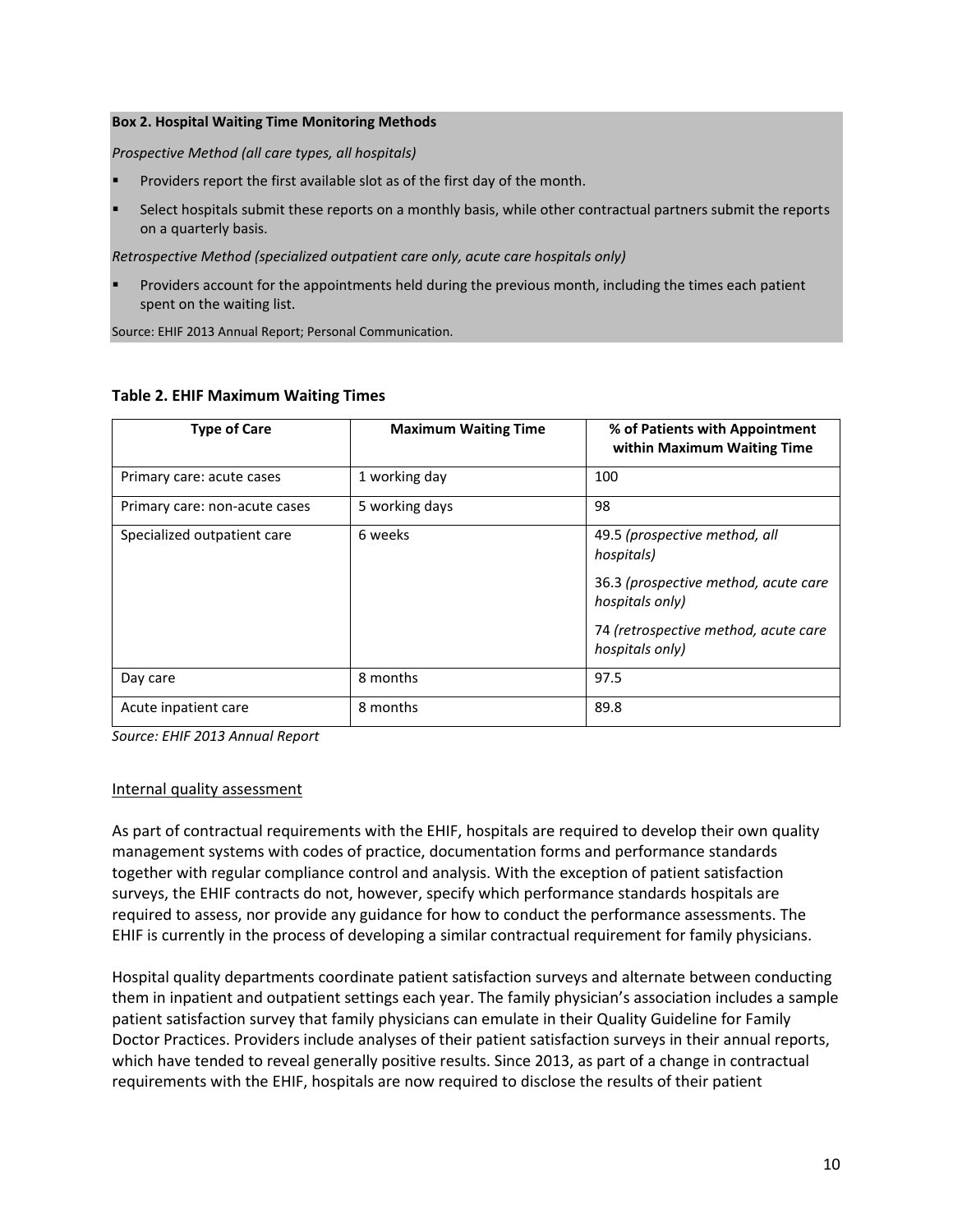**Box 2. Hospital Waiting Time Monitoring Methods**

*Prospective Method (all care types, all hospitals)*

- Providers report the first available slot as of the first day of the month.
- Select hospitals submit these reports on a monthly basis, while other contractual partners submit the reports on a quarterly basis.

*Retrospective Method (specialized outpatient care only, acute care hospitals only)*

- Providers account for the appointments held during the previous month, including the times each patient spent on the waiting list.

Source: EHIF 2013 Annual Report; Personal Communication.

**Table 2. EHIF Maximum Waiting Times**

| Type of Care | Maximum Waiting Time | % of Patients with Appointment within Maximum Waiting Time |
|---|---|---|
| Primary care: acute cases | 1 working day | 100 |
| Primary care: non-acute cases | 5 working days | 98 |
| Specialized outpatient care | 6 weeks | 49.5 *(prospective method, all hospitals)*<br>36.3 *(prospective method, acute care hospitals only)*<br>74 *(retrospective method, acute care hospitals only)* |
| Day care | 8 months | 97.5 |
| Acute inpatient care | 8 months | 89.8 |

*Source: EHIF 2013 Annual Report*

Internal quality assessment

As part of contractual requirements with the EHIF, hospitals are required to develop their own quality management systems with codes of practice, documentation forms and performance standards together with regular compliance control and analysis. With the exception of patient satisfaction surveys, the EHIF contracts do not, however, specify which performance standards hospitals are required to assess, nor provide any guidance for how to conduct the performance assessments. The EHIF is currently in the process of developing a similar contractual requirement for family physicians.

Hospital quality departments coordinate patient satisfaction surveys and alternate between conducting them in inpatient and outpatient settings each year. The family physician's association includes a sample patient satisfaction survey that family physicians can emulate in their Quality Guideline for Family Doctor Practices. Providers include analyses of their patient satisfaction surveys in their annual reports, which have tended to reveal generally positive results. Since 2013, as part of a change in contractual requirements with the EHIF, hospitals are now required to disclose the results of their patient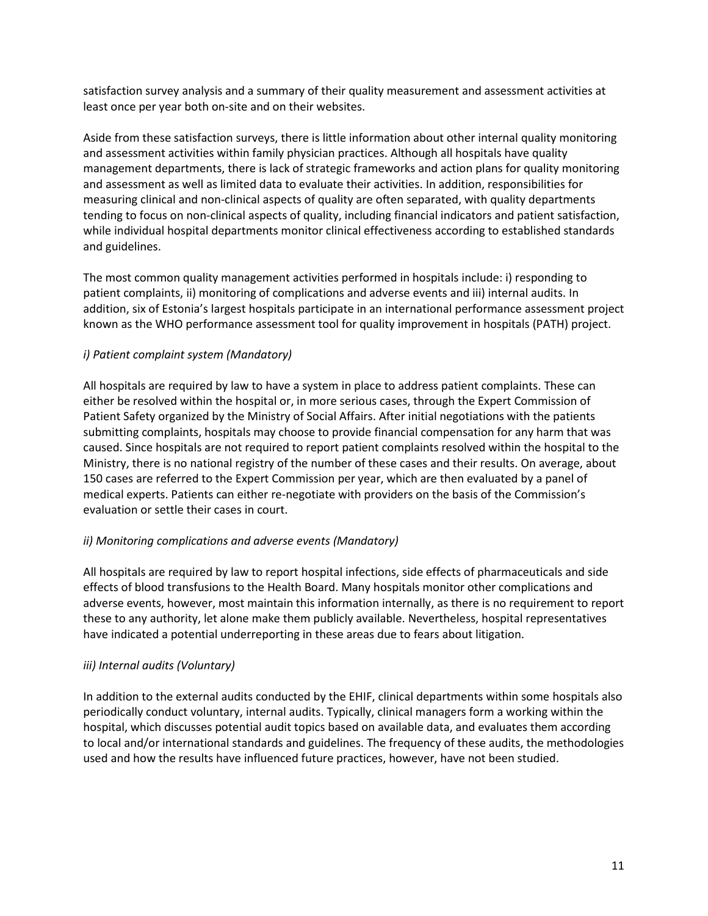satisfaction survey analysis and a summary of their quality measurement and assessment activities at least once per year both on-site and on their websites.

Aside from these satisfaction surveys, there is little information about other internal quality monitoring and assessment activities within family physician practices. Although all hospitals have quality management departments, there is lack of strategic frameworks and action plans for quality monitoring and assessment as well as limited data to evaluate their activities. In addition, responsibilities for measuring clinical and non-clinical aspects of quality are often separated, with quality departments tending to focus on non-clinical aspects of quality, including financial indicators and patient satisfaction, while individual hospital departments monitor clinical effectiveness according to established standards and guidelines.

The most common quality management activities performed in hospitals include: i) responding to patient complaints, ii) monitoring of complications and adverse events and iii) internal audits. In addition, six of Estonia's largest hospitals participate in an international performance assessment project known as the WHO performance assessment tool for quality improvement in hospitals (PATH) project.

*i) Patient complaint system (Mandatory)*

All hospitals are required by law to have a system in place to address patient complaints. These can either be resolved within the hospital or, in more serious cases, through the Expert Commission of Patient Safety organized by the Ministry of Social Affairs. After initial negotiations with the patients submitting complaints, hospitals may choose to provide financial compensation for any harm that was caused. Since hospitals are not required to report patient complaints resolved within the hospital to the Ministry, there is no national registry of the number of these cases and their results. On average, about 150 cases are referred to the Expert Commission per year, which are then evaluated by a panel of medical experts. Patients can either re-negotiate with providers on the basis of the Commission's evaluation or settle their cases in court.

*ii) Monitoring complications and adverse events (Mandatory)*

All hospitals are required by law to report hospital infections, side effects of pharmaceuticals and side effects of blood transfusions to the Health Board. Many hospitals monitor other complications and adverse events, however, most maintain this information internally, as there is no requirement to report these to any authority, let alone make them publicly available. Nevertheless, hospital representatives have indicated a potential underreporting in these areas due to fears about litigation.

*iii) Internal audits (Voluntary)*

In addition to the external audits conducted by the EHIF, clinical departments within some hospitals also periodically conduct voluntary, internal audits. Typically, clinical managers form a working within the hospital, which discusses potential audit topics based on available data, and evaluates them according to local and/or international standards and guidelines. The frequency of these audits, the methodologies used and how the results have influenced future practices, however, have not been studied.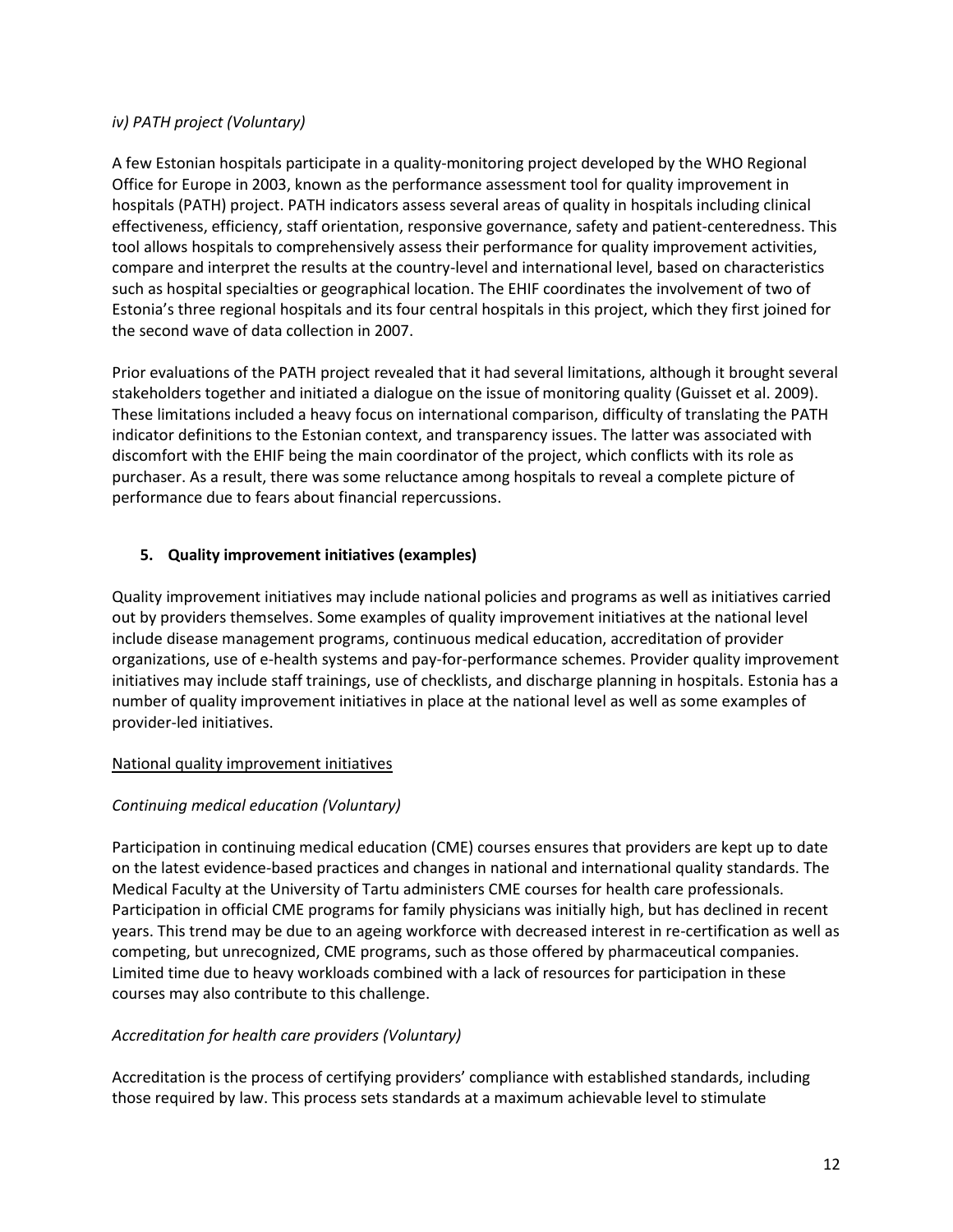*iv) PATH project (Voluntary)*

A few Estonian hospitals participate in a quality-monitoring project developed by the WHO Regional Office for Europe in 2003, known as the performance assessment tool for quality improvement in hospitals (PATH) project. PATH indicators assess several areas of quality in hospitals including clinical effectiveness, efficiency, staff orientation, responsive governance, safety and patient-centeredness. This tool allows hospitals to comprehensively assess their performance for quality improvement activities, compare and interpret the results at the country-level and international level, based on characteristics such as hospital specialties or geographical location. The EHIF coordinates the involvement of two of Estonia's three regional hospitals and its four central hospitals in this project, which they first joined for the second wave of data collection in 2007.

Prior evaluations of the PATH project revealed that it had several limitations, although it brought several stakeholders together and initiated a dialogue on the issue of monitoring quality (Guisset et al. 2009). These limitations included a heavy focus on international comparison, difficulty of translating the PATH indicator definitions to the Estonian context, and transparency issues. The latter was associated with discomfort with the EHIF being the main coordinator of the project, which conflicts with its role as purchaser. As a result, there was some reluctance among hospitals to reveal a complete picture of performance due to fears about financial repercussions.

## 5. Quality improvement initiatives (examples)

Quality improvement initiatives may include national policies and programs as well as initiatives carried out by providers themselves. Some examples of quality improvement initiatives at the national level include disease management programs, continuous medical education, accreditation of provider organizations, use of e-health systems and pay-for-performance schemes. Provider quality improvement initiatives may include staff trainings, use of checklists, and discharge planning in hospitals. Estonia has a number of quality improvement initiatives in place at the national level as well as some examples of provider-led initiatives.

### National quality improvement initiatives

*Continuing medical education (Voluntary)*

Participation in continuing medical education (CME) courses ensures that providers are kept up to date on the latest evidence-based practices and changes in national and international quality standards. The Medical Faculty at the University of Tartu administers CME courses for health care professionals. Participation in official CME programs for family physicians was initially high, but has declined in recent years. This trend may be due to an ageing workforce with decreased interest in re-certification as well as competing, but unrecognized, CME programs, such as those offered by pharmaceutical companies. Limited time due to heavy workloads combined with a lack of resources for participation in these courses may also contribute to this challenge.

*Accreditation for health care providers (Voluntary)*

Accreditation is the process of certifying providers' compliance with established standards, including those required by law. This process sets standards at a maximum achievable level to stimulate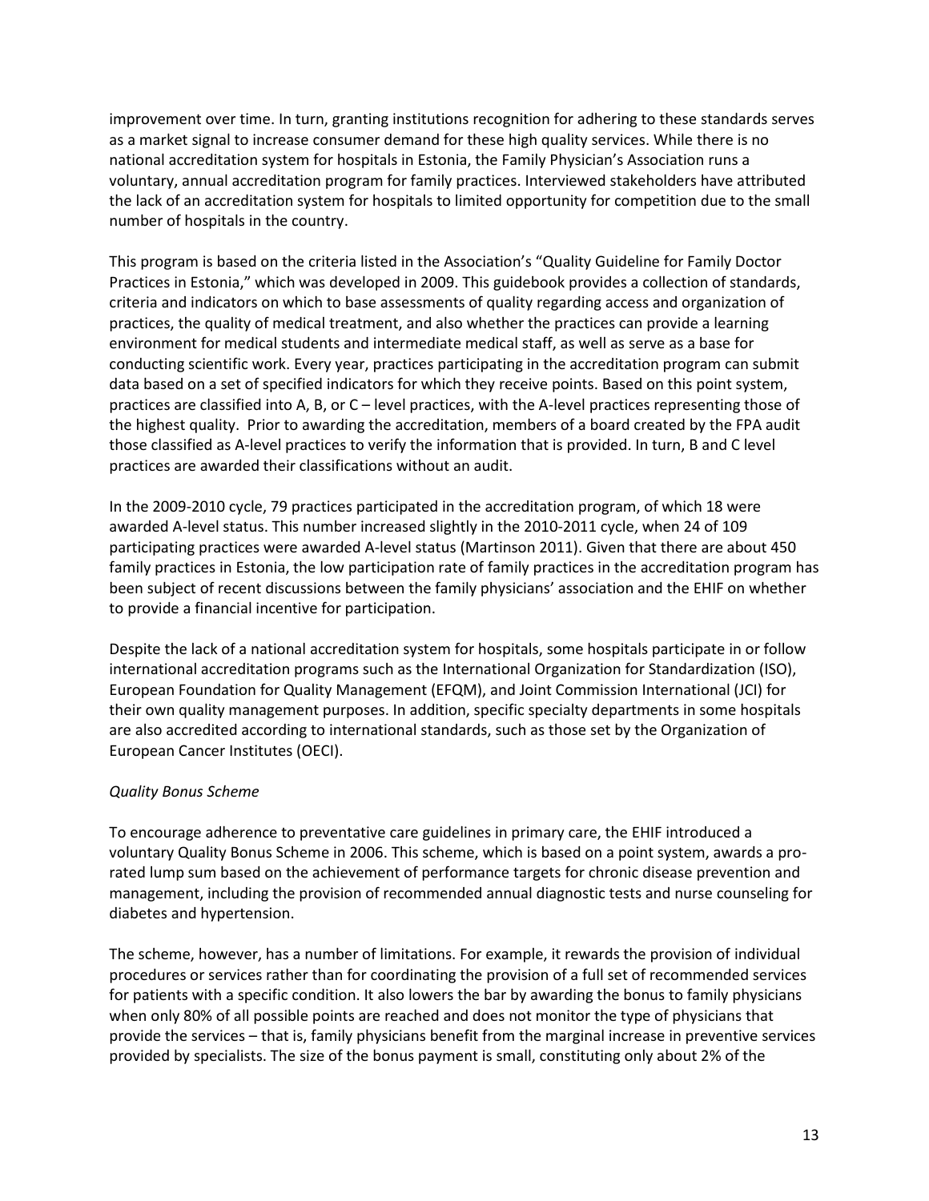improvement over time. In turn, granting institutions recognition for adhering to these standards serves as a market signal to increase consumer demand for these high quality services. While there is no national accreditation system for hospitals in Estonia, the Family Physician's Association runs a voluntary, annual accreditation program for family practices. Interviewed stakeholders have attributed the lack of an accreditation system for hospitals to limited opportunity for competition due to the small number of hospitals in the country.

This program is based on the criteria listed in the Association's "Quality Guideline for Family Doctor Practices in Estonia," which was developed in 2009. This guidebook provides a collection of standards, criteria and indicators on which to base assessments of quality regarding access and organization of practices, the quality of medical treatment, and also whether the practices can provide a learning environment for medical students and intermediate medical staff, as well as serve as a base for conducting scientific work. Every year, practices participating in the accreditation program can submit data based on a set of specified indicators for which they receive points. Based on this point system, practices are classified into A, B, or C – level practices, with the A-level practices representing those of the highest quality. Prior to awarding the accreditation, members of a board created by the FPA audit those classified as A-level practices to verify the information that is provided. In turn, B and C level practices are awarded their classifications without an audit.

In the 2009-2010 cycle, 79 practices participated in the accreditation program, of which 18 were awarded A-level status. This number increased slightly in the 2010-2011 cycle, when 24 of 109 participating practices were awarded A-level status (Martinson 2011). Given that there are about 450 family practices in Estonia, the low participation rate of family practices in the accreditation program has been subject of recent discussions between the family physicians' association and the EHIF on whether to provide a financial incentive for participation.

Despite the lack of a national accreditation system for hospitals, some hospitals participate in or follow international accreditation programs such as the International Organization for Standardization (ISO), European Foundation for Quality Management (EFQM), and Joint Commission International (JCI) for their own quality management purposes. In addition, specific specialty departments in some hospitals are also accredited according to international standards, such as those set by the Organization of European Cancer Institutes (OECI).

*Quality Bonus Scheme*

To encourage adherence to preventative care guidelines in primary care, the EHIF introduced a voluntary Quality Bonus Scheme in 2006. This scheme, which is based on a point system, awards a pro-rated lump sum based on the achievement of performance targets for chronic disease prevention and management, including the provision of recommended annual diagnostic tests and nurse counseling for diabetes and hypertension.

The scheme, however, has a number of limitations. For example, it rewards the provision of individual procedures or services rather than for coordinating the provision of a full set of recommended services for patients with a specific condition. It also lowers the bar by awarding the bonus to family physicians when only 80% of all possible points are reached and does not monitor the type of physicians that provide the services – that is, family physicians benefit from the marginal increase in preventive services provided by specialists. The size of the bonus payment is small, constituting only about 2% of the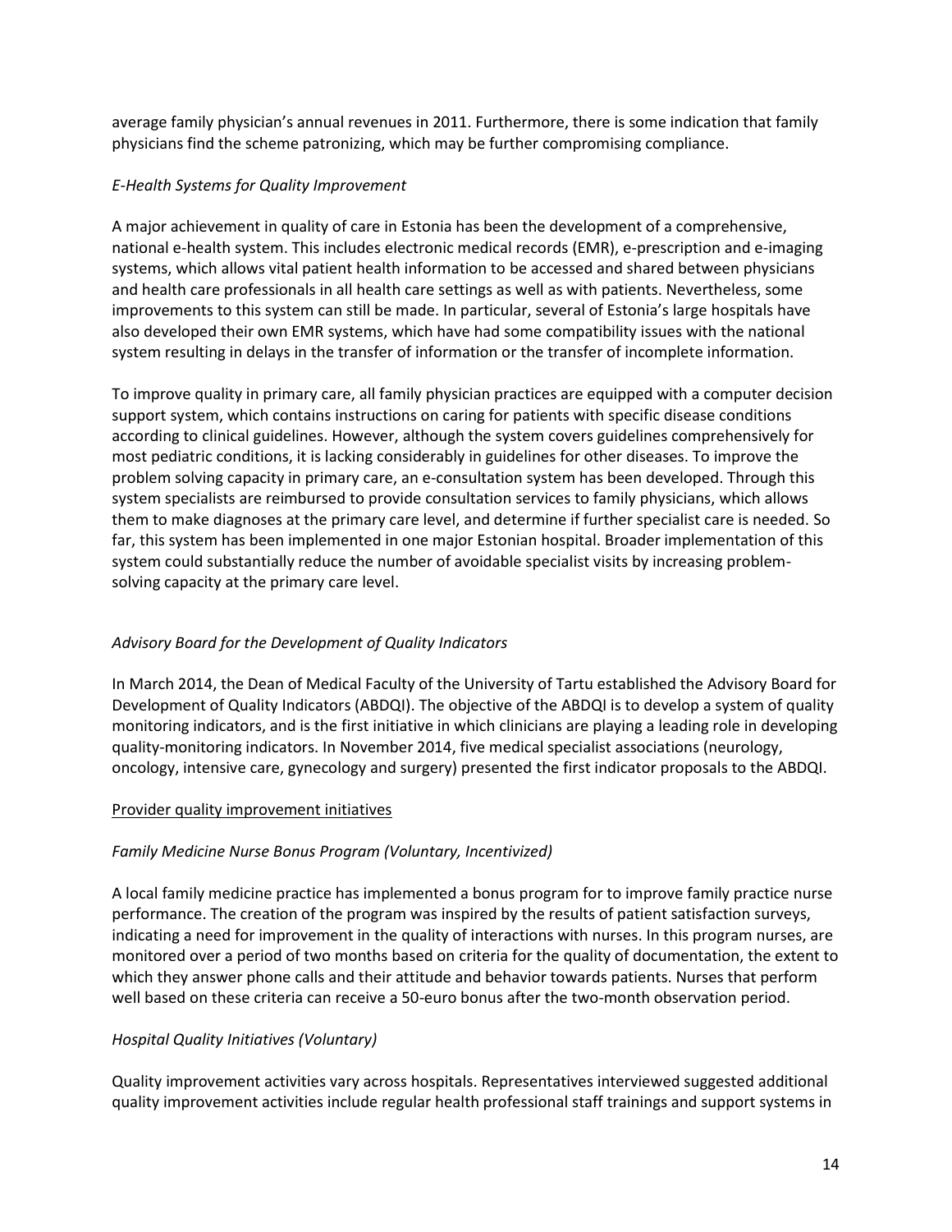average family physician's annual revenues in 2011. Furthermore, there is some indication that family physicians find the scheme patronizing, which may be further compromising compliance.

*E-Health Systems for Quality Improvement*

A major achievement in quality of care in Estonia has been the development of a comprehensive, national e-health system. This includes electronic medical records (EMR), e-prescription and e-imaging systems, which allows vital patient health information to be accessed and shared between physicians and health care professionals in all health care settings as well as with patients. Nevertheless, some improvements to this system can still be made. In particular, several of Estonia's large hospitals have also developed their own EMR systems, which have had some compatibility issues with the national system resulting in delays in the transfer of information or the transfer of incomplete information.

To improve quality in primary care, all family physician practices are equipped with a computer decision support system, which contains instructions on caring for patients with specific disease conditions according to clinical guidelines. However, although the system covers guidelines comprehensively for most pediatric conditions, it is lacking considerably in guidelines for other diseases. To improve the problem solving capacity in primary care, an e-consultation system has been developed. Through this system specialists are reimbursed to provide consultation services to family physicians, which allows them to make diagnoses at the primary care level, and determine if further specialist care is needed. So far, this system has been implemented in one major Estonian hospital. Broader implementation of this system could substantially reduce the number of avoidable specialist visits by increasing problem-solving capacity at the primary care level.

*Advisory Board for the Development of Quality Indicators*

In March 2014, the Dean of Medical Faculty of the University of Tartu established the Advisory Board for Development of Quality Indicators (ABDQI). The objective of the ABDQI is to develop a system of quality monitoring indicators, and is the first initiative in which clinicians are playing a leading role in developing quality-monitoring indicators. In November 2014, five medical specialist associations (neurology, oncology, intensive care, gynecology and surgery) presented the first indicator proposals to the ABDQI.

<u>Provider quality improvement initiatives</u>

*Family Medicine Nurse Bonus Program (Voluntary, Incentivized)*

A local family medicine practice has implemented a bonus program for to improve family practice nurse performance. The creation of the program was inspired by the results of patient satisfaction surveys, indicating a need for improvement in the quality of interactions with nurses. In this program nurses, are monitored over a period of two months based on criteria for the quality of documentation, the extent to which they answer phone calls and their attitude and behavior towards patients. Nurses that perform well based on these criteria can receive a 50-euro bonus after the two-month observation period.

*Hospital Quality Initiatives (Voluntary)*

Quality improvement activities vary across hospitals. Representatives interviewed suggested additional quality improvement activities include regular health professional staff trainings and support systems in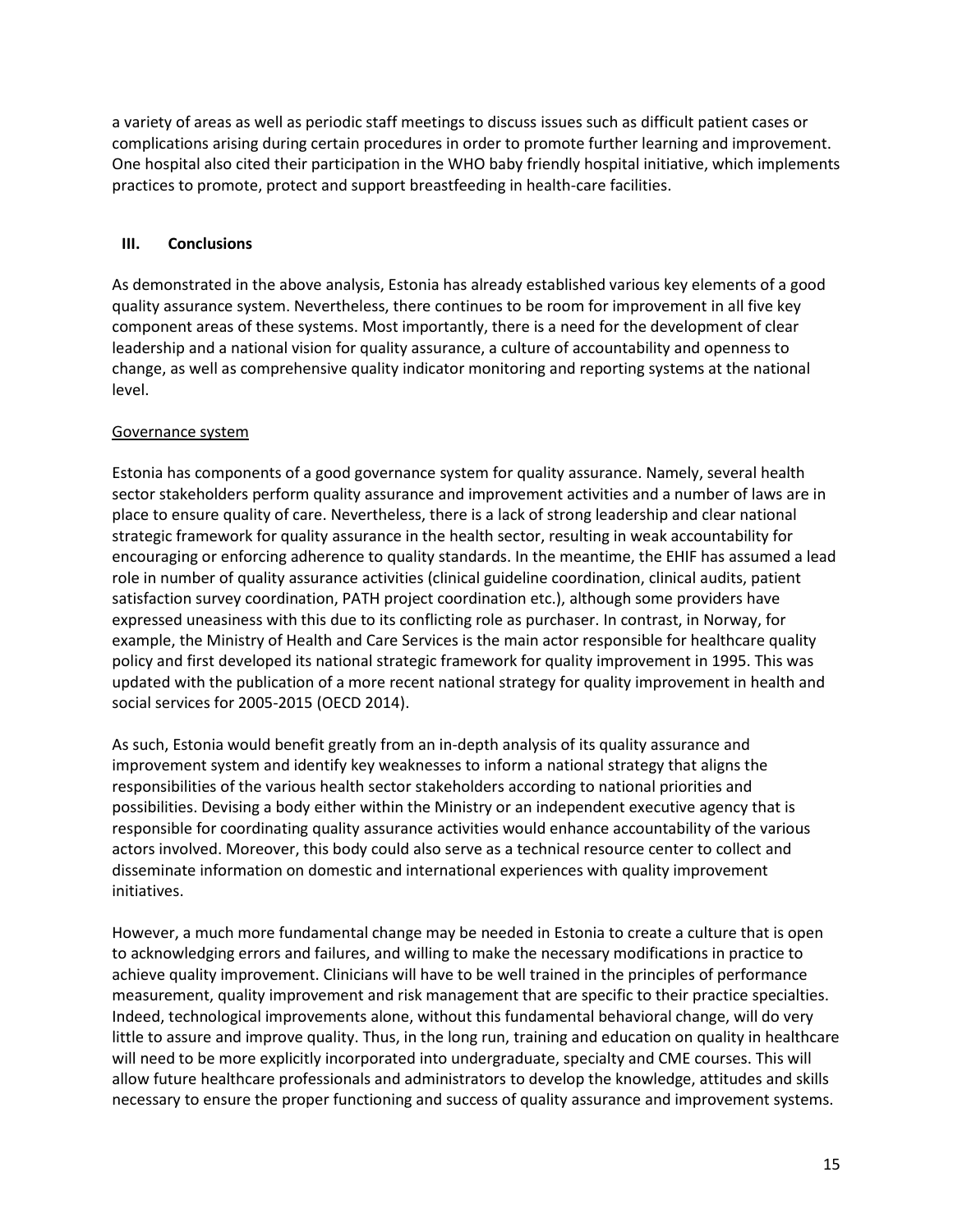a variety of areas as well as periodic staff meetings to discuss issues such as difficult patient cases or complications arising during certain procedures in order to promote further learning and improvement. One hospital also cited their participation in the WHO baby friendly hospital initiative, which implements practices to promote, protect and support breastfeeding in health-care facilities.

## III. Conclusions

As demonstrated in the above analysis, Estonia has already established various key elements of a good quality assurance system. Nevertheless, there continues to be room for improvement in all five key component areas of these systems. Most importantly, there is a need for the development of clear leadership and a national vision for quality assurance, a culture of accountability and openness to change, as well as comprehensive quality indicator monitoring and reporting systems at the national level.

### Governance system

Estonia has components of a good governance system for quality assurance. Namely, several health sector stakeholders perform quality assurance and improvement activities and a number of laws are in place to ensure quality of care. Nevertheless, there is a lack of strong leadership and clear national strategic framework for quality assurance in the health sector, resulting in weak accountability for encouraging or enforcing adherence to quality standards. In the meantime, the EHIF has assumed a lead role in number of quality assurance activities (clinical guideline coordination, clinical audits, patient satisfaction survey coordination, PATH project coordination etc.), although some providers have expressed uneasiness with this due to its conflicting role as purchaser. In contrast, in Norway, for example, the Ministry of Health and Care Services is the main actor responsible for healthcare quality policy and first developed its national strategic framework for quality improvement in 1995. This was updated with the publication of a more recent national strategy for quality improvement in health and social services for 2005-2015 (OECD 2014).

As such, Estonia would benefit greatly from an in-depth analysis of its quality assurance and improvement system and identify key weaknesses to inform a national strategy that aligns the responsibilities of the various health sector stakeholders according to national priorities and possibilities. Devising a body either within the Ministry or an independent executive agency that is responsible for coordinating quality assurance activities would enhance accountability of the various actors involved. Moreover, this body could also serve as a technical resource center to collect and disseminate information on domestic and international experiences with quality improvement initiatives.

However, a much more fundamental change may be needed in Estonia to create a culture that is open to acknowledging errors and failures, and willing to make the necessary modifications in practice to achieve quality improvement. Clinicians will have to be well trained in the principles of performance measurement, quality improvement and risk management that are specific to their practice specialties. Indeed, technological improvements alone, without this fundamental behavioral change, will do very little to assure and improve quality. Thus, in the long run, training and education on quality in healthcare will need to be more explicitly incorporated into undergraduate, specialty and CME courses. This will allow future healthcare professionals and administrators to develop the knowledge, attitudes and skills necessary to ensure the proper functioning and success of quality assurance and improvement systems.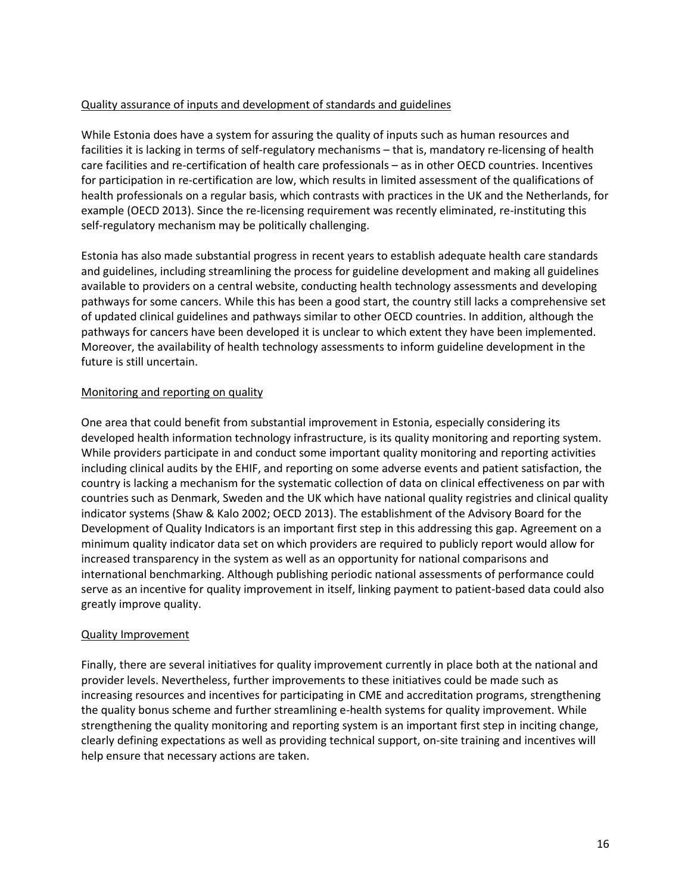## Quality assurance of inputs and development of standards and guidelines

While Estonia does have a system for assuring the quality of inputs such as human resources and facilities it is lacking in terms of self-regulatory mechanisms – that is, mandatory re-licensing of health care facilities and re-certification of health care professionals – as in other OECD countries. Incentives for participation in re-certification are low, which results in limited assessment of the qualifications of health professionals on a regular basis, which contrasts with practices in the UK and the Netherlands, for example (OECD 2013). Since the re-licensing requirement was recently eliminated, re-instituting this self-regulatory mechanism may be politically challenging.

Estonia has also made substantial progress in recent years to establish adequate health care standards and guidelines, including streamlining the process for guideline development and making all guidelines available to providers on a central website, conducting health technology assessments and developing pathways for some cancers. While this has been a good start, the country still lacks a comprehensive set of updated clinical guidelines and pathways similar to other OECD countries. In addition, although the pathways for cancers have been developed it is unclear to which extent they have been implemented. Moreover, the availability of health technology assessments to inform guideline development in the future is still uncertain.

## Monitoring and reporting on quality

One area that could benefit from substantial improvement in Estonia, especially considering its developed health information technology infrastructure, is its quality monitoring and reporting system. While providers participate in and conduct some important quality monitoring and reporting activities including clinical audits by the EHIF, and reporting on some adverse events and patient satisfaction, the country is lacking a mechanism for the systematic collection of data on clinical effectiveness on par with countries such as Denmark, Sweden and the UK which have national quality registries and clinical quality indicator systems (Shaw & Kalo 2002; OECD 2013). The establishment of the Advisory Board for the Development of Quality Indicators is an important first step in this addressing this gap. Agreement on a minimum quality indicator data set on which providers are required to publicly report would allow for increased transparency in the system as well as an opportunity for national comparisons and international benchmarking. Although publishing periodic national assessments of performance could serve as an incentive for quality improvement in itself, linking payment to patient-based data could also greatly improve quality.

## Quality Improvement

Finally, there are several initiatives for quality improvement currently in place both at the national and provider levels. Nevertheless, further improvements to these initiatives could be made such as increasing resources and incentives for participating in CME and accreditation programs, strengthening the quality bonus scheme and further streamlining e-health systems for quality improvement. While strengthening the quality monitoring and reporting system is an important first step in inciting change, clearly defining expectations as well as providing technical support, on-site training and incentives will help ensure that necessary actions are taken.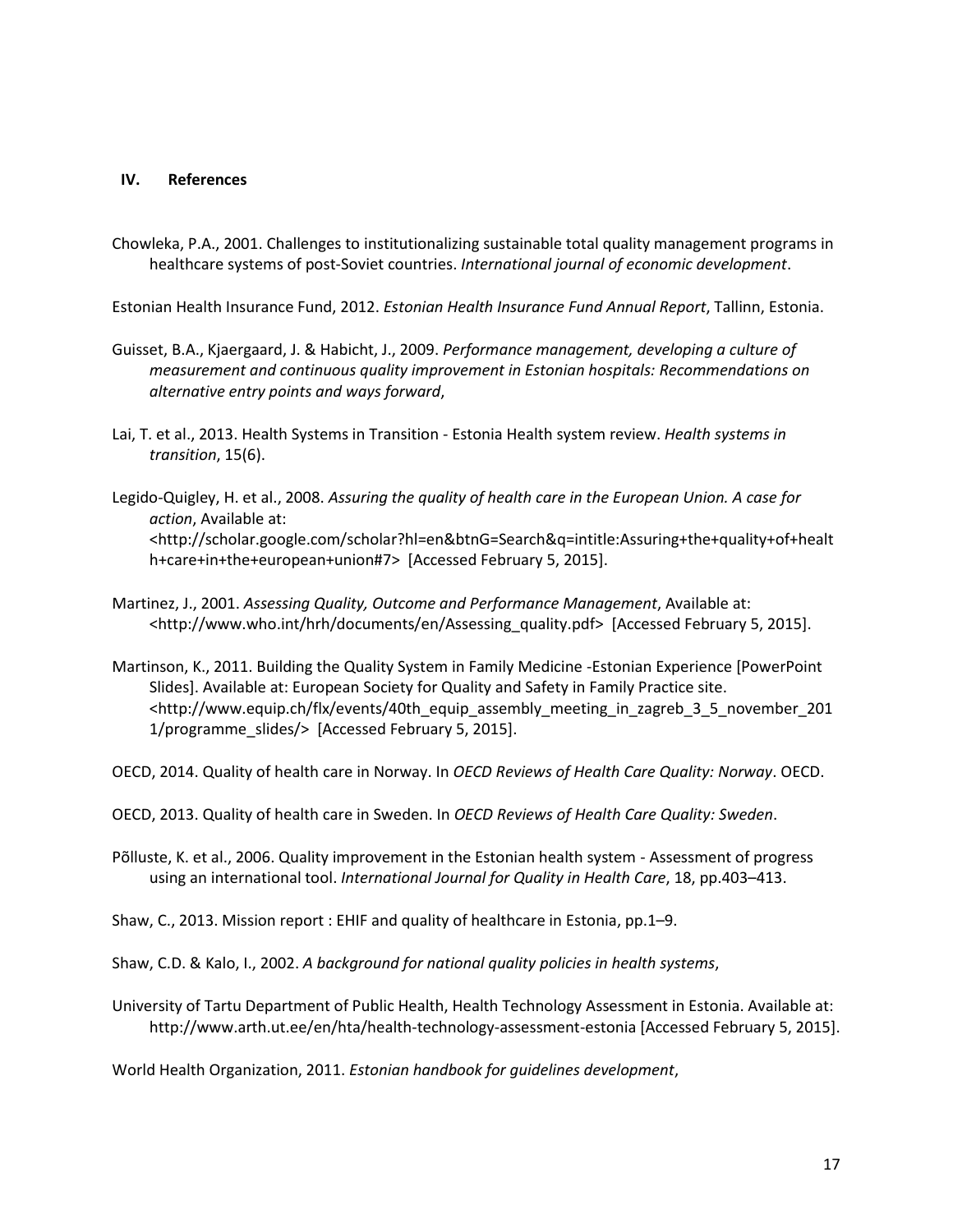## IV. References

Chowleka, P.A., 2001. Challenges to institutionalizing sustainable total quality management programs in healthcare systems of post-Soviet countries. *International journal of economic development*.

Estonian Health Insurance Fund, 2012. *Estonian Health Insurance Fund Annual Report*, Tallinn, Estonia.

Guisset, B.A., Kjaergaard, J. & Habicht, J., 2009. *Performance management, developing a culture of measurement and continuous quality improvement in Estonian hospitals: Recommendations on alternative entry points and ways forward*,

Lai, T. et al., 2013. Health Systems in Transition - Estonia Health system review. *Health systems in transition*, 15(6).

Legido-Quigley, H. et al., 2008. *Assuring the quality of health care in the European Union. A case for action*, Available at: <http://scholar.google.com/scholar?hl=en&btnG=Search&q=intitle:Assuring+the+quality+of+health+care+in+the+european+union#7> [Accessed February 5, 2015].

Martinez, J., 2001. *Assessing Quality, Outcome and Performance Management*, Available at: <http://www.who.int/hrh/documents/en/Assessing_quality.pdf> [Accessed February 5, 2015].

Martinson, K., 2011. Building the Quality System in Family Medicine -Estonian Experience [PowerPoint Slides]. Available at: European Society for Quality and Safety in Family Practice site. <http://www.equip.ch/flx/events/40th_equip_assembly_meeting_in_zagreb_3_5_november_2011/programme_slides/> [Accessed February 5, 2015].

OECD, 2014. Quality of health care in Norway. In *OECD Reviews of Health Care Quality: Norway*. OECD.

OECD, 2013. Quality of health care in Sweden. In *OECD Reviews of Health Care Quality: Sweden*.

Põlluste, K. et al., 2006. Quality improvement in the Estonian health system - Assessment of progress using an international tool. *International Journal for Quality in Health Care*, 18, pp.403–413.

Shaw, C., 2013. Mission report : EHIF and quality of healthcare in Estonia, pp.1–9.

Shaw, C.D. & Kalo, I., 2002. *A background for national quality policies in health systems*,

University of Tartu Department of Public Health, Health Technology Assessment in Estonia. Available at: http://www.arth.ut.ee/en/hta/health-technology-assessment-estonia [Accessed February 5, 2015].

World Health Organization, 2011. *Estonian handbook for guidelines development*,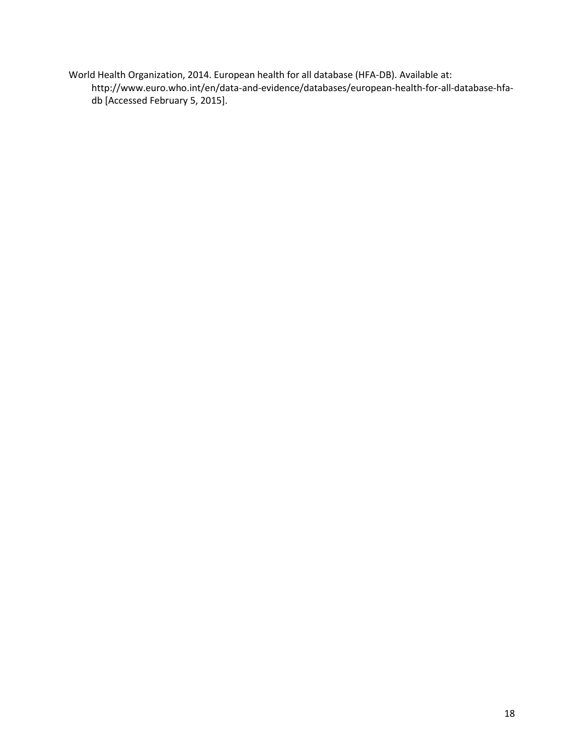World Health Organization, 2014. European health for all database (HFA-DB). Available at: http://www.euro.who.int/en/data-and-evidence/databases/european-health-for-all-database-hfa-db [Accessed February 5, 2015].